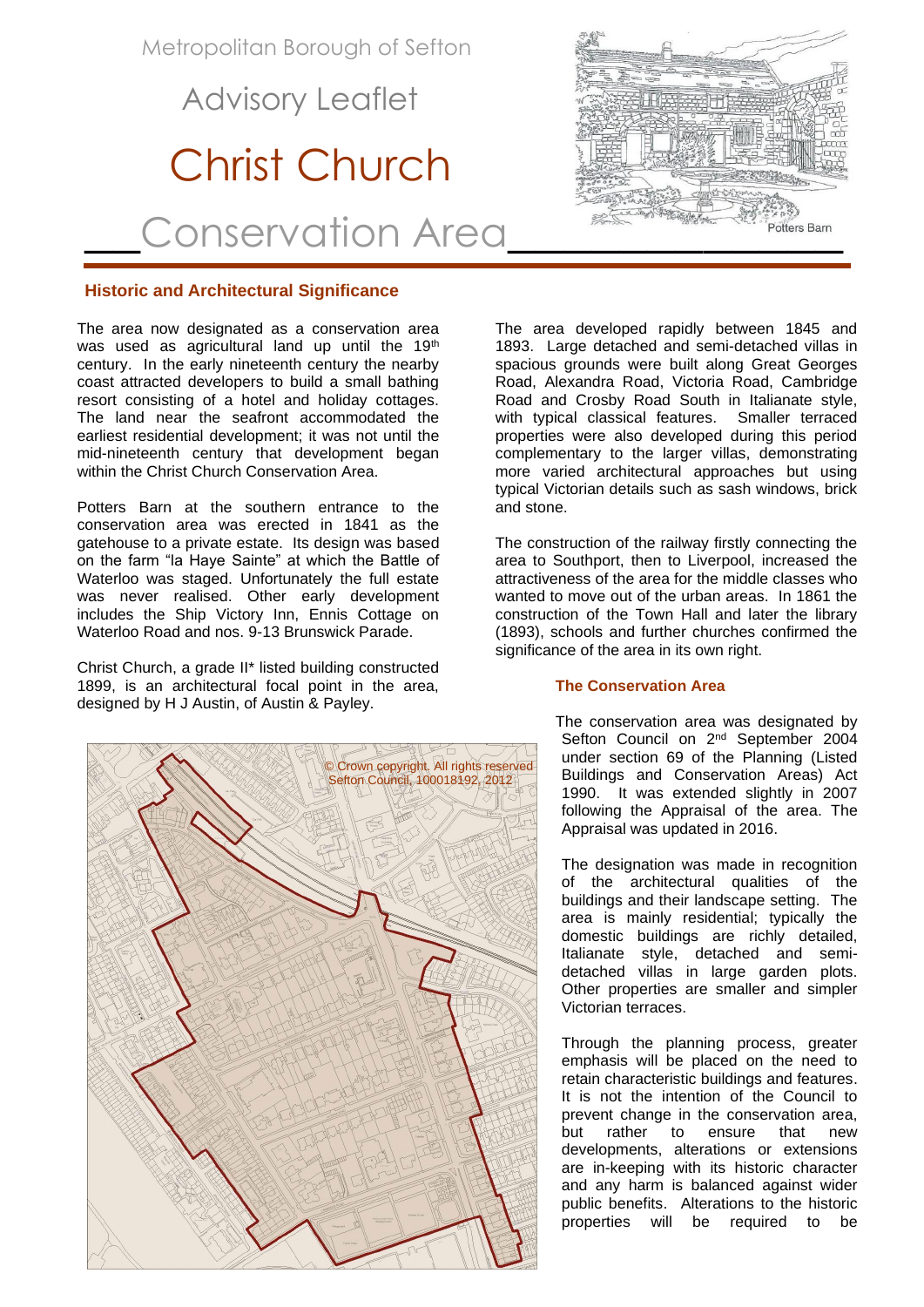Metropolitan Borough of Sefton

Advisory Leaflet

# Christ Church Conservation Area

Potters Barn

## Historic and Architectural Significance

The area now designated as a conservation area was used as agricultural land up until the 19th century. In the early nineteenth century the nearby coast attracted developers to build a small bathing resort consisting of a hotel and holiday cottages. The land near the seafront accommodated the earliest residential development; it was not until the mid-nineteenth century that development began within the Christ Church Conservation Area.

Potters Barn at the southern entrance to the conservation area was erected in 1841 as the gatehouse to a private estate. Its design was based on the farm "la Haye Sainte" at which the Battle of Waterloo was staged. Unfortunately the full estate was never realised. Other early development includes the Ship Victory Inn, Ennis Cottage on Waterloo Road and nos. 9-13 Brunswick Parade.

Christ Church, a grade II* listed building constructed 1899, is an architectural focal point in the area, designed by H J Austin, of Austin & Payley.

© Crown copyright. All rights reserved Sefton Council, 100018192, 2012

The area developed rapidly between 1845 and 1893. Large detached and semi-detached villas in spacious grounds were built along Great Georges Road, Alexandra Road, Victoria Road, Cambridge Road and Crosby Road South in Italianate style, with typical classical features. Smaller terraced properties were also developed during this period complementary to the larger villas, demonstrating more varied architectural approaches but using typical Victorian details such as sash windows, brick and stone.

The construction of the railway firstly connecting the area to Southport, then to Liverpool, increased the attractiveness of the area for the middle classes who wanted to move out of the urban areas. In 1861 the construction of the Town Hall and later the library (1893), schools and further churches confirmed the significance of the area in its own right.

## The Conservation Area

The conservation area was designated by Sefton Council on 2nd September 2004 under section 69 of the Planning (Listed Buildings and Conservation Areas) Act 1990. It was extended slightly in 2007 following the Appraisal of the area. The Appraisal was updated in 2016.

The designation was made in recognition of the architectural qualities of the buildings and their landscape setting. The area is mainly residential; typically the domestic buildings are richly detailed, Italianate style, detached and semi-detached villas in large garden plots. Other properties are smaller and simpler Victorian terraces.

Through the planning process, greater emphasis will be placed on the need to retain characteristic buildings and features. It is not the intention of the Council to prevent change in the conservation area, but rather to ensure that new developments, alterations or extensions are in-keeping with its historic character and any harm is balanced against wider public benefits. Alterations to the historic properties will be required to be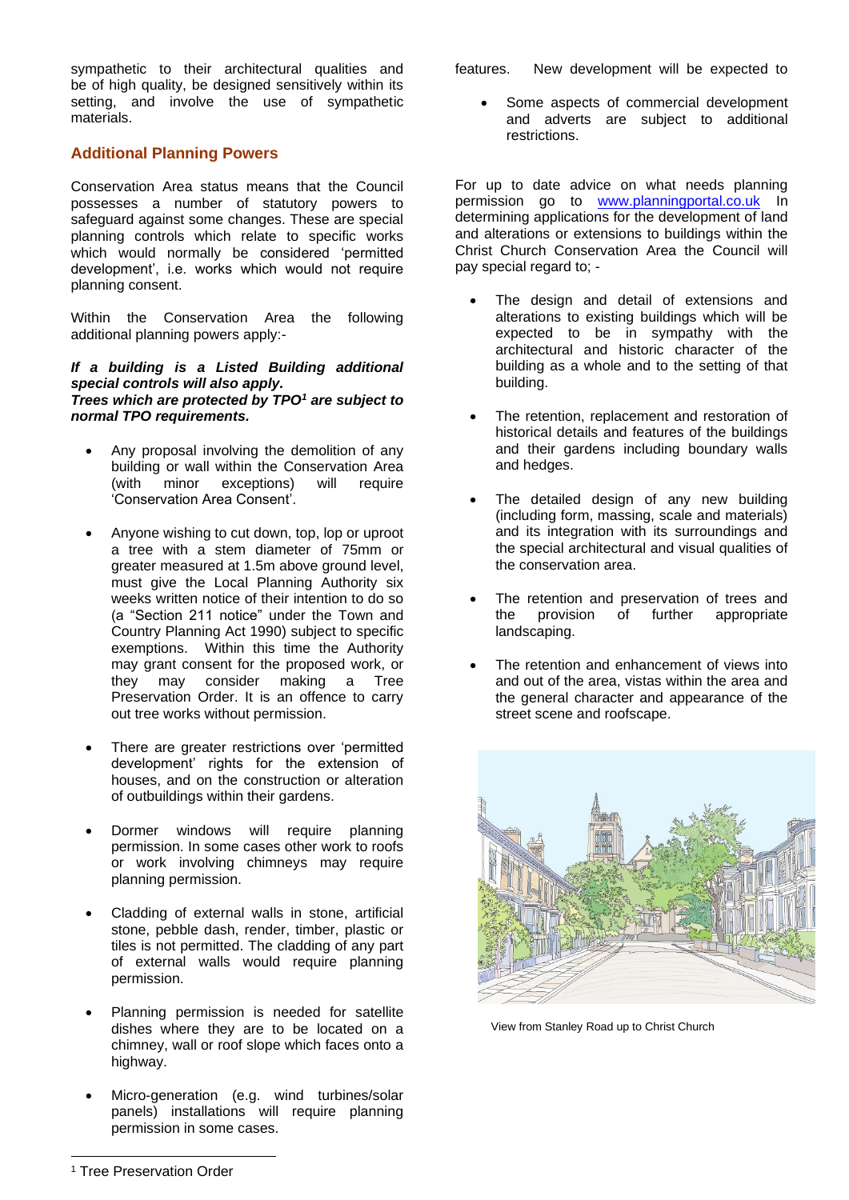sympathetic to their architectural qualities and be of high quality, be designed sensitively within its setting, and involve the use of sympathetic materials.

## Additional Planning Powers

Conservation Area status means that the Council possesses a number of statutory powers to safeguard against some changes. These are special planning controls which relate to specific works which would normally be considered 'permitted development', i.e. works which would not require planning consent.

Within the Conservation Area the following additional planning powers apply:-

***If a building is a Listed Building additional special controls will also apply.***
***Trees which are protected by TPO[1] are subject to normal TPO requirements.***

- Any proposal involving the demolition of any building or wall within the Conservation Area (with minor exceptions) will require 'Conservation Area Consent'.
- Anyone wishing to cut down, top, lop or uproot a tree with a stem diameter of 75mm or greater measured at 1.5m above ground level, must give the Local Planning Authority six weeks written notice of their intention to do so (a "Section 211 notice" under the Town and Country Planning Act 1990) subject to specific exemptions. Within this time the Authority may grant consent for the proposed work, or they may consider making a Tree Preservation Order. It is an offence to carry out tree works without permission.
- There are greater restrictions over 'permitted development' rights for the extension of houses, and on the construction or alteration of outbuildings within their gardens.
- Dormer windows will require planning permission. In some cases other work to roofs or work involving chimneys may require planning permission.
- Cladding of external walls in stone, artificial stone, pebble dash, render, timber, plastic or tiles is not permitted. The cladding of any part of external walls would require planning permission.
- Planning permission is needed for satellite dishes where they are to be located on a chimney, wall or roof slope which faces onto a highway.
- Micro-generation (e.g. wind turbines/solar panels) installations will require planning permission in some cases.

features. New development will be expected to

- Some aspects of commercial development and adverts are subject to additional restrictions.

For up to date advice on what needs planning permission go to www.planningportal.co.uk In determining applications for the development of land and alterations or extensions to buildings within the Christ Church Conservation Area the Council will pay special regard to; -

- The design and detail of extensions and alterations to existing buildings which will be expected to be in sympathy with the architectural and historic character of the building as a whole and to the setting of that building.
- The retention, replacement and restoration of historical details and features of the buildings and their gardens including boundary walls and hedges.
- The detailed design of any new building (including form, massing, scale and materials) and its integration with its surroundings and the special architectural and visual qualities of the conservation area.
- The retention and preservation of trees and the provision of further appropriate landscaping.
- The retention and enhancement of views into and out of the area, vistas within the area and the general character and appearance of the street scene and roofscape.

View from Stanley Road up to Christ Church

[1] Tree Preservation Order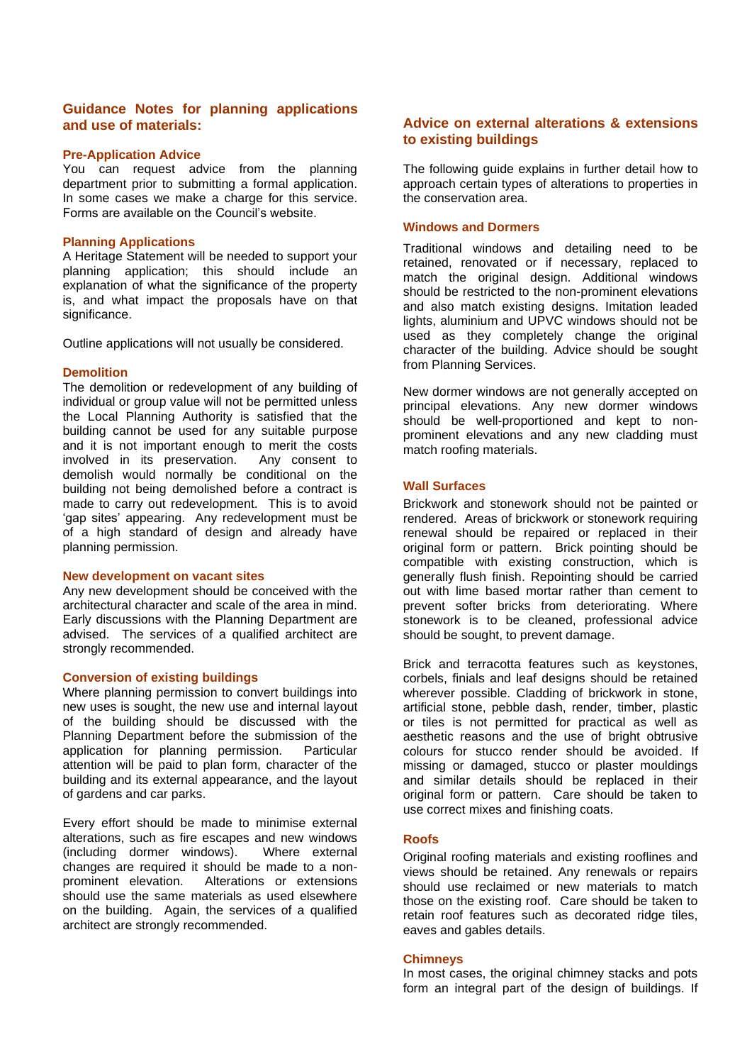## Guidance Notes for planning applications and use of materials:

### Pre-Application Advice

You can request advice from the planning department prior to submitting a formal application. In some cases we make a charge for this service. Forms are available on the Council's website.

### Planning Applications

A Heritage Statement will be needed to support your planning application; this should include an explanation of what the significance of the property is, and what impact the proposals have on that significance.

Outline applications will not usually be considered.

### Demolition

The demolition or redevelopment of any building of individual or group value will not be permitted unless the Local Planning Authority is satisfied that the building cannot be used for any suitable purpose and it is not important enough to merit the costs involved in its preservation. Any consent to demolish would normally be conditional on the building not being demolished before a contract is made to carry out redevelopment. This is to avoid 'gap sites' appearing. Any redevelopment must be of a high standard of design and already have planning permission.

### New development on vacant sites

Any new development should be conceived with the architectural character and scale of the area in mind. Early discussions with the Planning Department are advised. The services of a qualified architect are strongly recommended.

### Conversion of existing buildings

Where planning permission to convert buildings into new uses is sought, the new use and internal layout of the building should be discussed with the Planning Department before the submission of the application for planning permission. Particular attention will be paid to plan form, character of the building and its external appearance, and the layout of gardens and car parks.

Every effort should be made to minimise external alterations, such as fire escapes and new windows (including dormer windows). Where external changes are required it should be made to a non-prominent elevation. Alterations or extensions should use the same materials as used elsewhere on the building. Again, the services of a qualified architect are strongly recommended.

## Advice on external alterations & extensions to existing buildings

The following guide explains in further detail how to approach certain types of alterations to properties in the conservation area.

### Windows and Dormers

Traditional windows and detailing need to be retained, renovated or if necessary, replaced to match the original design. Additional windows should be restricted to the non-prominent elevations and also match existing designs. Imitation leaded lights, aluminium and UPVC windows should not be used as they completely change the original character of the building. Advice should be sought from Planning Services.

New dormer windows are not generally accepted on principal elevations. Any new dormer windows should be well-proportioned and kept to non-prominent elevations and any new cladding must match roofing materials.

### Wall Surfaces

Brickwork and stonework should not be painted or rendered. Areas of brickwork or stonework requiring renewal should be repaired or replaced in their original form or pattern. Brick pointing should be compatible with existing construction, which is generally flush finish. Repointing should be carried out with lime based mortar rather than cement to prevent softer bricks from deteriorating. Where stonework is to be cleaned, professional advice should be sought, to prevent damage.

Brick and terracotta features such as keystones, corbels, finials and leaf designs should be retained wherever possible. Cladding of brickwork in stone, artificial stone, pebble dash, render, timber, plastic or tiles is not permitted for practical as well as aesthetic reasons and the use of bright obtrusive colours for stucco render should be avoided. If missing or damaged, stucco or plaster mouldings and similar details should be replaced in their original form or pattern. Care should be taken to use correct mixes and finishing coats.

### Roofs

Original roofing materials and existing rooflines and views should be retained. Any renewals or repairs should use reclaimed or new materials to match those on the existing roof. Care should be taken to retain roof features such as decorated ridge tiles, eaves and gables details.

### Chimneys

In most cases, the original chimney stacks and pots form an integral part of the design of buildings. If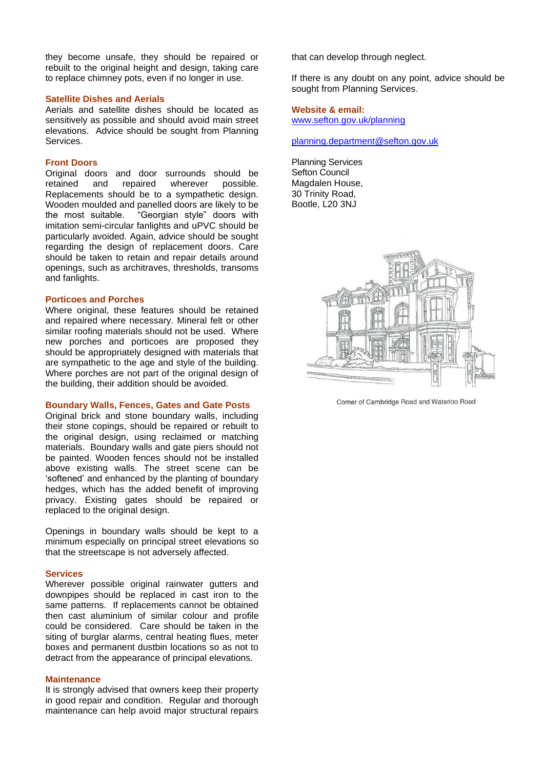they become unsafe, they should be repaired or rebuilt to the original height and design, taking care to replace chimney pots, even if no longer in use.

### Satellite Dishes and Aerials

Aerials and satellite dishes should be located as sensitively as possible and should avoid main street elevations. Advice should be sought from Planning Services.

### Front Doors

Original doors and door surrounds should be retained and repaired wherever possible. Replacements should be to a sympathetic design. Wooden moulded and panelled doors are likely to be the most suitable. "Georgian style" doors with imitation semi-circular fanlights and uPVC should be particularly avoided. Again, advice should be sought regarding the design of replacement doors. Care should be taken to retain and repair details around openings, such as architraves, thresholds, transoms and fanlights.

### Porticoes and Porches

Where original, these features should be retained and repaired where necessary. Mineral felt or other similar roofing materials should not be used. Where new porches and porticoes are proposed they should be appropriately designed with materials that are sympathetic to the age and style of the building. Where porches are not part of the original design of the building, their addition should be avoided.

### Boundary Walls, Fences, Gates and Gate Posts

Original brick and stone boundary walls, including their stone copings, should be repaired or rebuilt to the original design, using reclaimed or matching materials. Boundary walls and gate piers should not be painted. Wooden fences should not be installed above existing walls. The street scene can be 'softened' and enhanced by the planting of boundary hedges, which has the added benefit of improving privacy. Existing gates should be repaired or replaced to the original design.

Openings in boundary walls should be kept to a minimum especially on principal street elevations so that the streetscape is not adversely affected.

### Services

Wherever possible original rainwater gutters and downpipes should be replaced in cast iron to the same patterns. If replacements cannot be obtained then cast aluminium of similar colour and profile could be considered. Care should be taken in the siting of burglar alarms, central heating flues, meter boxes and permanent dustbin locations so as not to detract from the appearance of principal elevations.

### Maintenance

It is strongly advised that owners keep their property in good repair and condition. Regular and thorough maintenance can help avoid major structural repairs that can develop through neglect.

If there is any doubt on any point, advice should be sought from Planning Services.

### Website & email:

www.sefton.gov.uk/planning

planning.department@sefton.gov.uk

Planning Services
Sefton Council
Magdalen House,
30 Trinity Road,
Bootle, L20 3NJ

Corner of Cambridge Road and Waterloo Road